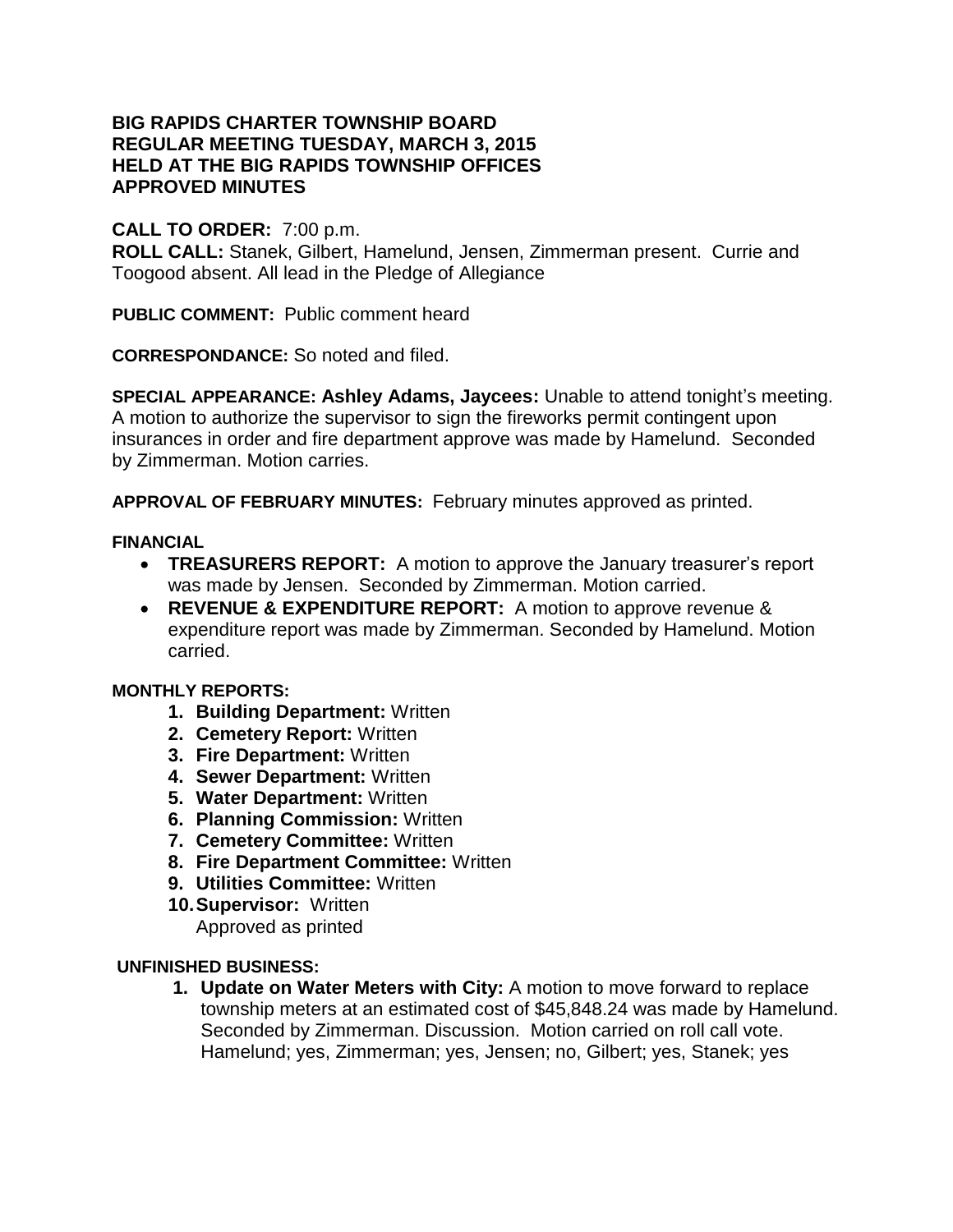**BIG RAPIDS CHARTER TOWNSHIP BOARD**
**REGULAR MEETING TUESDAY, MARCH 3, 2015**
**HELD AT THE BIG RAPIDS TOWNSHIP OFFICES**
**APPROVED MINUTES**

**CALL TO ORDER:** 7:00 p.m.
**ROLL CALL:** Stanek, Gilbert, Hamelund, Jensen, Zimmerman present. Currie and Toogood absent. All lead in the Pledge of Allegiance

**PUBLIC COMMENT:** Public comment heard

**CORRESPONDANCE:** So noted and filed.

**SPECIAL APPEARANCE: Ashley Adams, Jaycees:** Unable to attend tonight's meeting. A motion to authorize the supervisor to sign the fireworks permit contingent upon insurances in order and fire department approve was made by Hamelund. Seconded by Zimmerman. Motion carries.

**APPROVAL OF FEBRUARY MINUTES:** February minutes approved as printed.

**FINANCIAL**

- **TREASURERS REPORT:** A motion to approve the January treasurer's report was made by Jensen. Seconded by Zimmerman. Motion carried.
- **REVENUE & EXPENDITURE REPORT:** A motion to approve revenue & expenditure report was made by Zimmerman. Seconded by Hamelund. Motion carried.

**MONTHLY REPORTS:**

1. **Building Department:** Written
2. **Cemetery Report:** Written
3. **Fire Department:** Written
4. **Sewer Department:** Written
5. **Water Department:** Written
6. **Planning Commission:** Written
7. **Cemetery Committee:** Written
8. **Fire Department Committee:** Written
9. **Utilities Committee:** Written
10. **Supervisor:** Written
    Approved as printed

**UNFINISHED BUSINESS:**

1. **Update on Water Meters with City:** A motion to move forward to replace township meters at an estimated cost of $45,848.24 was made by Hamelund. Seconded by Zimmerman. Discussion. Motion carried on roll call vote. Hamelund; yes, Zimmerman; yes, Jensen; no, Gilbert; yes, Stanek; yes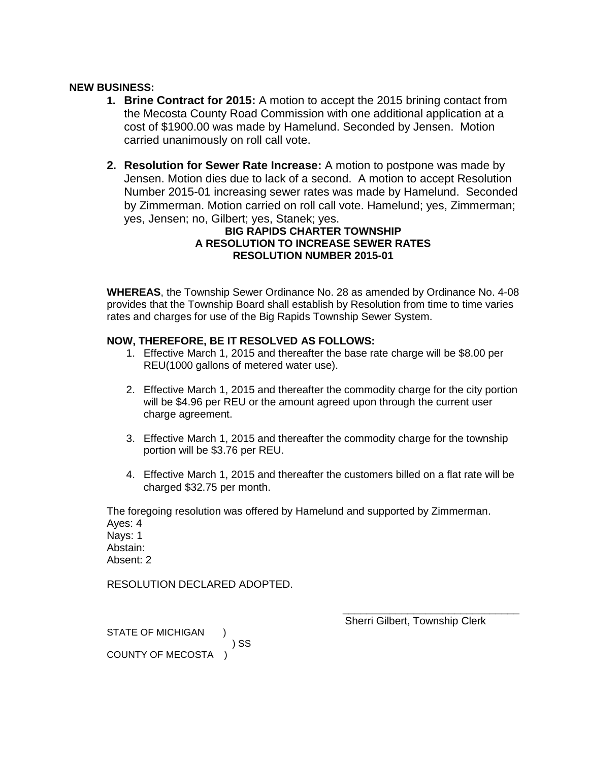**NEW BUSINESS:**

1. **Brine Contract for 2015:** A motion to accept the 2015 brining contact from the Mecosta County Road Commission with one additional application at a cost of $1900.00 was made by Hamelund. Seconded by Jensen. Motion carried unanimously on roll call vote.

2. **Resolution for Sewer Rate Increase:** A motion to postpone was made by Jensen. Motion dies due to lack of a second. A motion to accept Resolution Number 2015-01 increasing sewer rates was made by Hamelund. Seconded by Zimmerman. Motion carried on roll call vote. Hamelund; yes, Zimmerman; yes, Jensen; no, Gilbert; yes, Stanek; yes.

**BIG RAPIDS CHARTER TOWNSHIP**
**A RESOLUTION TO INCREASE SEWER RATES**
**RESOLUTION NUMBER 2015-01**

**WHEREAS**, the Township Sewer Ordinance No. 28 as amended by Ordinance No. 4-08 provides that the Township Board shall establish by Resolution from time to time varies rates and charges for use of the Big Rapids Township Sewer System.

**NOW, THEREFORE, BE IT RESOLVED AS FOLLOWS:**

1. Effective March 1, 2015 and thereafter the base rate charge will be $8.00 per REU(1000 gallons of metered water use).

2. Effective March 1, 2015 and thereafter the commodity charge for the city portion will be $4.96 per REU or the amount agreed upon through the current user charge agreement.

3. Effective March 1, 2015 and thereafter the commodity charge for the township portion will be $3.76 per REU.

4. Effective March 1, 2015 and thereafter the customers billed on a flat rate will be charged $32.75 per month.

The foregoing resolution was offered by Hamelund and supported by Zimmerman.
Ayes: 4
Nays: 1
Abstain:
Absent: 2

RESOLUTION DECLARED ADOPTED.

______________________________
Sherri Gilbert, Township Clerk

STATE OF MICHIGAN )
) SS
COUNTY OF MECOSTA )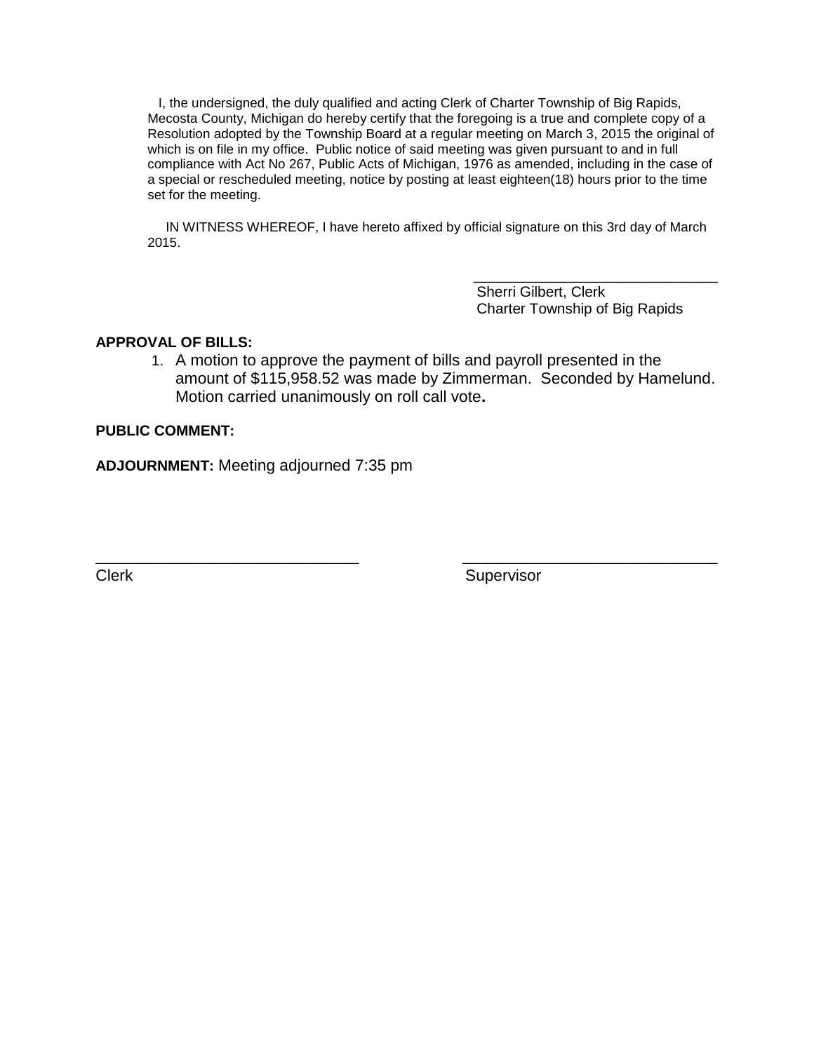I, the undersigned, the duly qualified and acting Clerk of Charter Township of Big Rapids, Mecosta County, Michigan do hereby certify that the foregoing is a true and complete copy of a Resolution adopted by the Township Board at a regular meeting on March 3, 2015 the original of which is on file in my office. Public notice of said meeting was given pursuant to and in full compliance with Act No 267, Public Acts of Michigan, 1976 as amended, including in the case of a special or rescheduled meeting, notice by posting at least eighteen(18) hours prior to the time set for the meeting.

IN WITNESS WHEREOF, I have hereto affixed by official signature on this 3rd day of March 2015.

\_\_\_\_\_\_\_\_\_\_\_\_\_\_\_\_\_\_\_\_\_\_\_\_\_\_\_\_\_\_
Sherri Gilbert, Clerk
Charter Township of Big Rapids

**APPROVAL OF BILLS:**

1. A motion to approve the payment of bills and payroll presented in the amount of $115,958.52 was made by Zimmerman. Seconded by Hamelund. Motion carried unanimously on roll call vote**.**

**PUBLIC COMMENT:**

**ADJOURNMENT:** Meeting adjourned 7:35 pm

\_\_\_\_\_\_\_\_\_\_\_\_\_\_\_\_\_\_\_\_\_\_\_\_\_\_\_\_\_\_
Clerk

\_\_\_\_\_\_\_\_\_\_\_\_\_\_\_\_\_\_\_\_\_\_\_\_\_\_\_\_\_\_
Supervisor